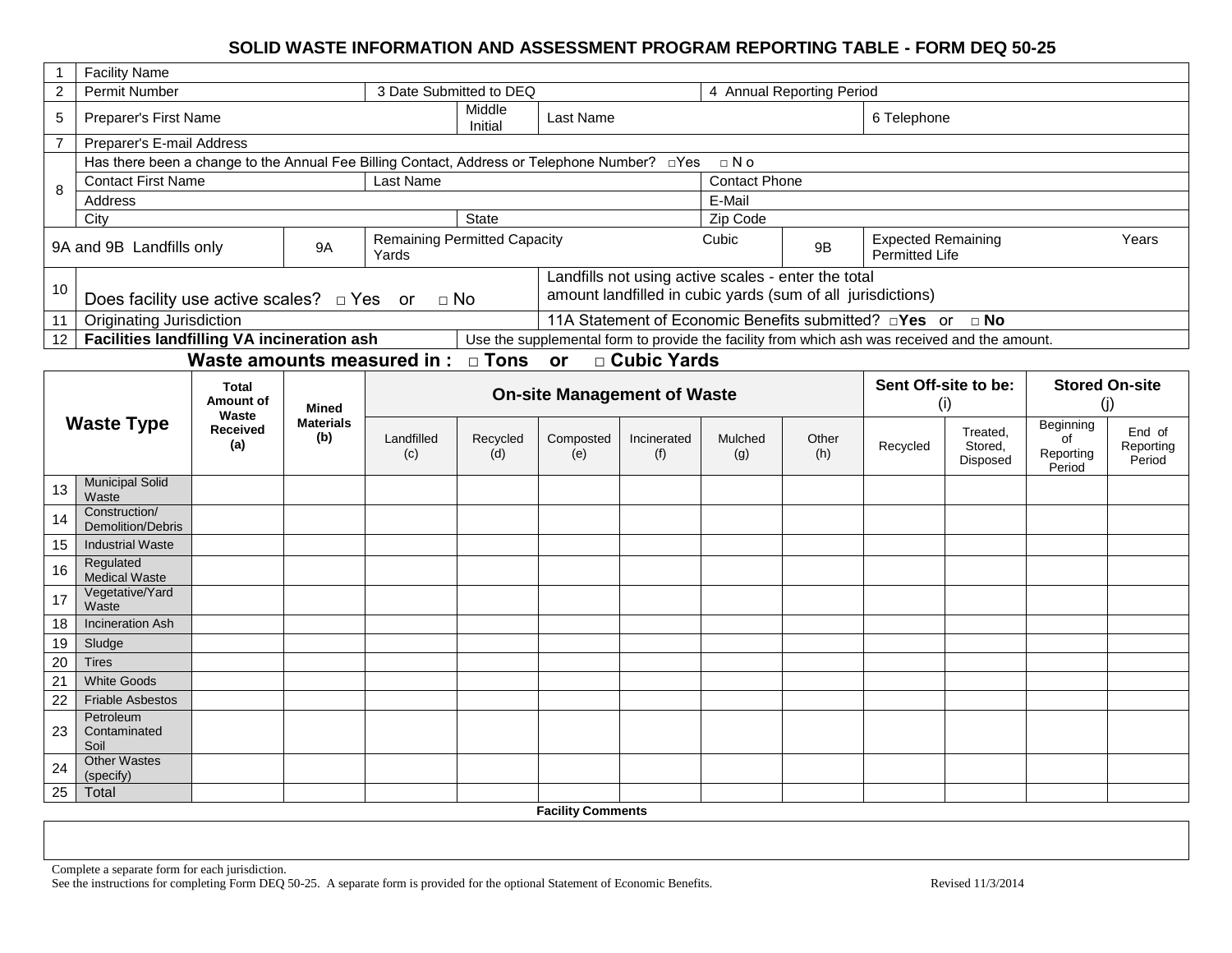# SOLID WASTE INFORMATION AND ASSESSMENT PROGRAM REPORTING TABLE - FORM DEQ 50-25

| | | | | | |
|---|---|---|---|---|---|
| 1 | Facility Name | | | | |
| 2 | Permit Number | 3 Date Submitted to DEQ | | 4 Annual Reporting Period | |
| 5 | Preparer's First Name | Middle Initial | Last Name | | 6 Telephone |
| 7 | Preparer's E-mail Address | | | | |
| 8 | Has there been a change to the Annual Fee Billing Contact, Address or Telephone Number? □Yes □ N o | | | | |
| | Contact First Name | Last Name | | Contact Phone | |
| | Address | | | E-Mail | |
| | City | State | | Zip Code | |
| 9A and 9B Landfills only | 9A | Remaining Permitted Capacity Cubic Yards | | 9B | Expected Remaining Permitted Life Years |
| 10 | Does facility use active scales? □ Yes or □ No | | Landfills not using active scales - enter the total amount landfilled in cubic yards (sum of all jurisdictions) | | |
| 11 | Originating Jurisdiction | | 11A Statement of Economic Benefits submitted? □**Yes** or □ **No** | | |
| 12 | **Facilities landfilling VA incineration ash** | Use the supplemental form to provide the facility from which ash was received and the amount. | | | |

**Waste amounts measured in : □ Tons or □ Cubic Yards**

| | Waste Type | Total Amount of Waste Received (a) | Mined Materials (b) | On-site Management of Waste | | | | | | Sent Off-site to be: (i) | | Stored On-site (j) | |
|---|---|---|---|---|---|---|---|---|---|---|---|---|---|
| | | | | Landfilled (c) | Recycled (d) | Composted (e) | Incinerated (f) | Mulched (g) | Other (h) | Recycled | Treated, Stored, Disposed | Beginning of Reporting Period | End of Reporting Period |
| 13 | Municipal Solid Waste | | | | | | | | | | | | |
| 14 | Construction/ Demolition/Debris | | | | | | | | | | | | |
| 15 | Industrial Waste | | | | | | | | | | | | |
| 16 | Regulated Medical Waste | | | | | | | | | | | | |
| 17 | Vegetative/Yard Waste | | | | | | | | | | | | |
| 18 | Incineration Ash | | | | | | | | | | | | |
| 19 | Sludge | | | | | | | | | | | | |
| 20 | Tires | | | | | | | | | | | | |
| 21 | White Goods | | | | | | | | | | | | |
| 22 | Friable Asbestos | | | | | | | | | | | | |
| 23 | Petroleum Contaminated Soil | | | | | | | | | | | | |
| 24 | Other Wastes (specify) | | | | | | | | | | | | |
| 25 | Total | | | | | | | | | | | | |

**Facility Comments**

Complete a separate form for each jurisdiction.
See the instructions for completing Form DEQ 50-25. A separate form is provided for the optional Statement of Economic Benefits.

Revised 11/3/2014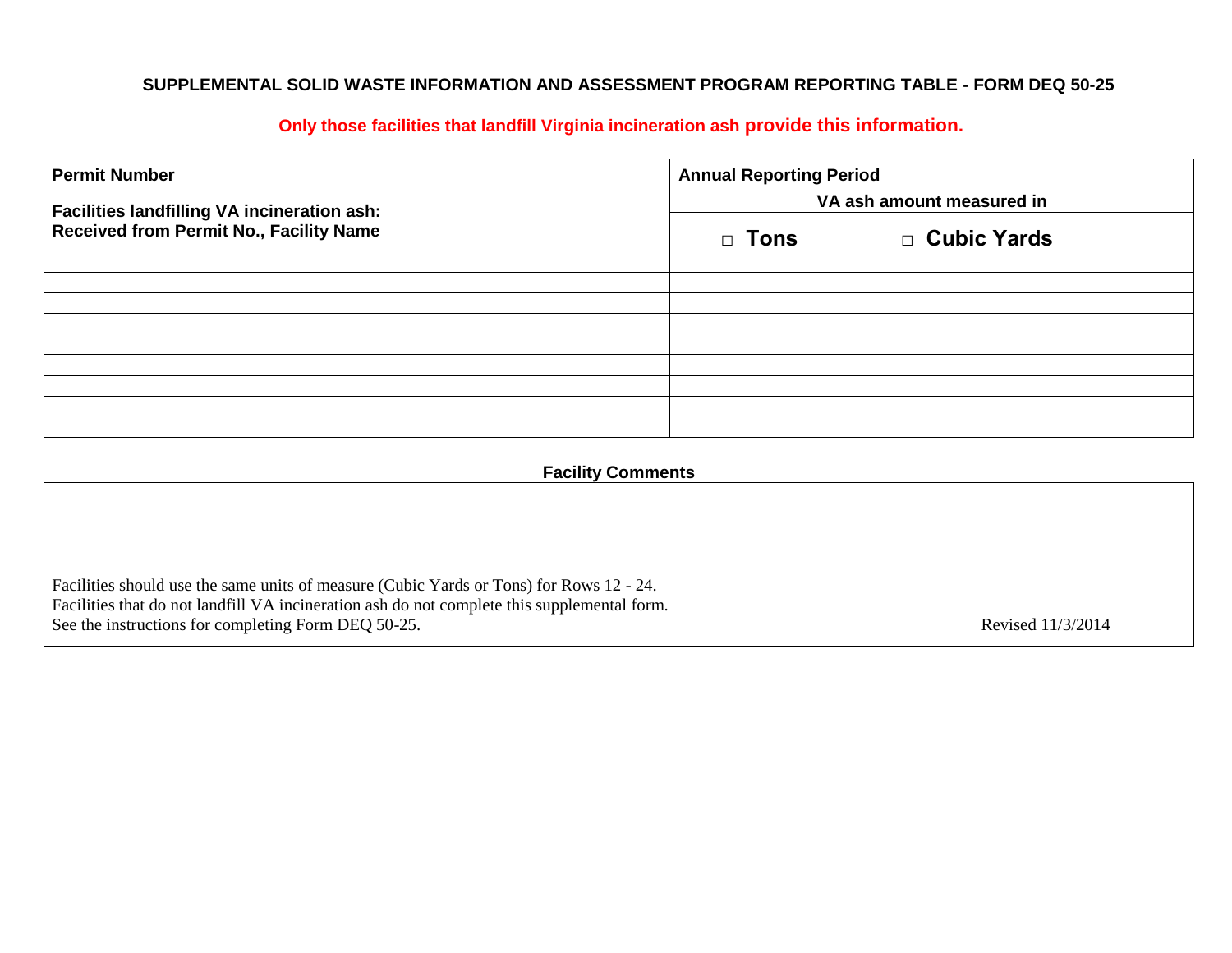**SUPPLEMENTAL SOLID WASTE INFORMATION AND ASSESSMENT PROGRAM REPORTING TABLE - FORM DEQ 50-25**

**Only those facilities that landfill Virginia incineration ash provide this information.**

| **Permit Number** | **Annual Reporting Period** |
|---|---|
| **Facilities landfilling VA incineration ash: Received from Permit No., Facility Name** | **VA ash amount measured in** □ **Tons** □ **Cubic Yards** |
| | |
| | |
| | |
| | |
| | |
| | |
| | |
| | |
| | |

**Facility Comments**

| |
|---|
| |

Facilities should use the same units of measure (Cubic Yards or Tons) for Rows 12 - 24.
Facilities that do not landfill VA incineration ash do not complete this supplemental form.
See the instructions for completing Form DEQ 50-25.

Revised 11/3/2014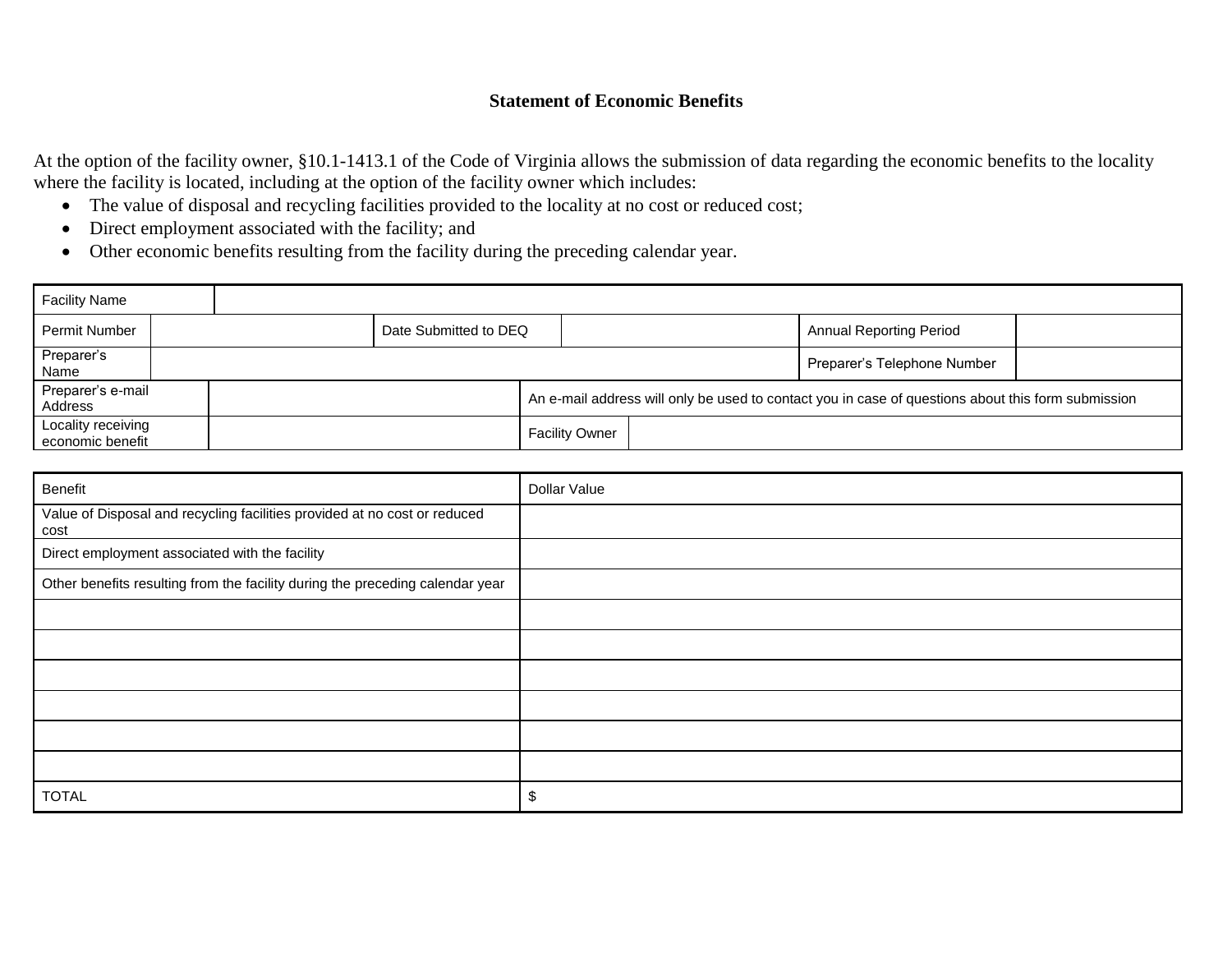**Statement of Economic Benefits**

At the option of the facility owner, §10.1-1413.1 of the Code of Virginia allows the submission of data regarding the economic benefits to the locality where the facility is located, including at the option of the facility owner which includes:

- The value of disposal and recycling facilities provided to the locality at no cost or reduced cost;
- Direct employment associated with the facility; and
- Other economic benefits resulting from the facility during the preceding calendar year.

| Facility Name | | | | | |
|---|---|---|---|---|---|
| Permit Number | | Date Submitted to DEQ | | Annual Reporting Period | |
| Preparer's Name | | | | Preparer's Telephone Number | |
| Preparer's e-mail Address | | An e-mail address will only be used to contact you in case of questions about this form submission | | | |
| Locality receiving economic benefit | | Facility Owner | | | |

| Benefit | Dollar Value |
|---|---|
| Value of Disposal and recycling facilities provided at no cost or reduced cost | |
| Direct employment associated with the facility | |
| Other benefits resulting from the facility during the preceding calendar year | |
| | |
| | |
| | |
| | |
| | |
| | |
| TOTAL | $ |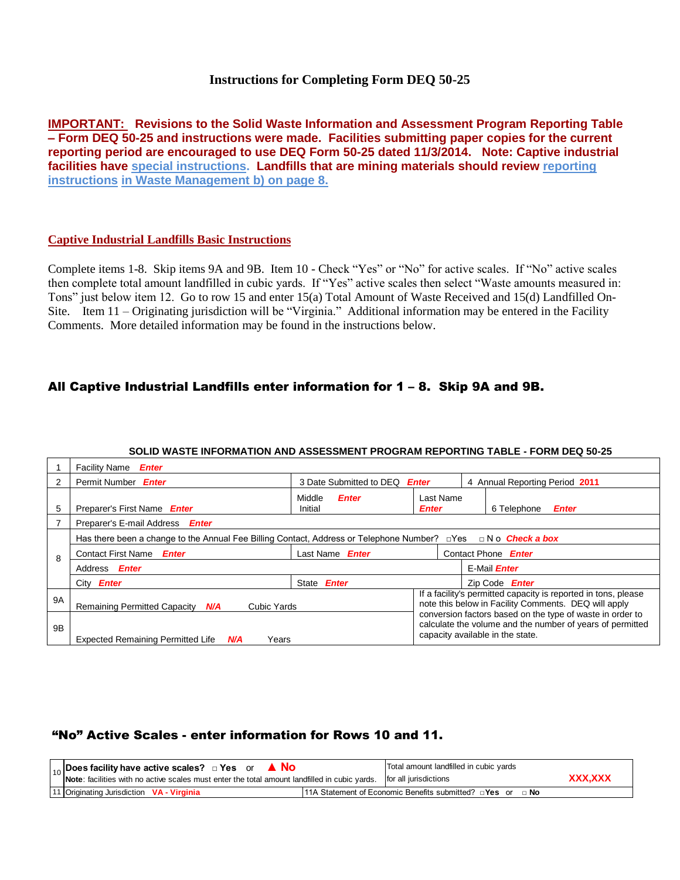# Instructions for Completing Form DEQ 50-25

**IMPORTANT: Revisions to the Solid Waste Information and Assessment Program Reporting Table – Form DEQ 50-25 and instructions were made. Facilities submitting paper copies for the current reporting period are encouraged to use DEQ Form 50-25 dated 11/3/2014. Note: Captive industrial facilities have special instructions. Landfills that are mining materials should review reporting instructions in Waste Management b) on page 8.**

## Captive Industrial Landfills Basic Instructions

Complete items 1-8. Skip items 9A and 9B. Item 10 - Check "Yes" or "No" for active scales. If "No" active scales then complete total amount landfilled in cubic yards. If "Yes" active scales then select "Waste amounts measured in: Tons" just below item 12. Go to row 15 and enter 15(a) Total Amount of Waste Received and 15(d) Landfilled On-Site. Item 11 – Originating jurisdiction will be "Virginia." Additional information may be entered in the Facility Comments. More detailed information may be found in the instructions below.

### All Captive Industrial Landfills enter information for 1 – 8. Skip 9A and 9B.

**SOLID WASTE INFORMATION AND ASSESSMENT PROGRAM REPORTING TABLE - FORM DEQ 50-25**

| | | | | |
|---|---|---|---|---|
| 1 | Facility Name ***Enter*** | | | |
| 2 | Permit Number ***Enter*** | 3 Date Submitted to DEQ ***Enter*** | 4 Annual Reporting Period **2011** | |
| 5 | Preparer's First Name ***Enter*** | Middle Initial ***Enter*** | Last Name ***Enter*** | 6 Telephone ***Enter*** |
| 7 | Preparer's E-mail Address ***Enter*** | | | |
| 8 | Has there been a change to the Annual Fee Billing Contact, Address or Telephone Number? □Yes □No ***Check a box*** | | | |
| 8 | Contact First Name ***Enter*** | Last Name ***Enter*** | Contact Phone ***Enter*** | |
| 8 | Address ***Enter*** | | E-Mail ***Enter*** | |
| 8 | City ***Enter*** | State ***Enter*** | Zip Code ***Enter*** | |
| 9A | Remaining Permitted Capacity ***N/A*** Cubic Yards | | If a facility's permitted capacity is reported in tons, please note this below in Facility Comments. DEQ will apply conversion factors based on the type of waste in order to calculate the volume and the number of years of permitted capacity available in the state. | |
| 9B | Expected Remaining Permitted Life ***N/A*** Years | | | |

### "No" Active Scales - enter information for Rows 10 and 11.

| | | | |
|---|---|---|---|
| 10 | **Does facility have active scales?** □ **Yes** or ▲ **No**<br>**Note**: facilities with no active scales must enter the total amount landfilled in cubic yards. | Total amount landfilled in cubic yards for all jurisdictions | **XXX,XXX** |
| 11 | Originating Jurisdiction **VA - Virginia** | 11A Statement of Economic Benefits submitted? □**Yes** or □ **No** | |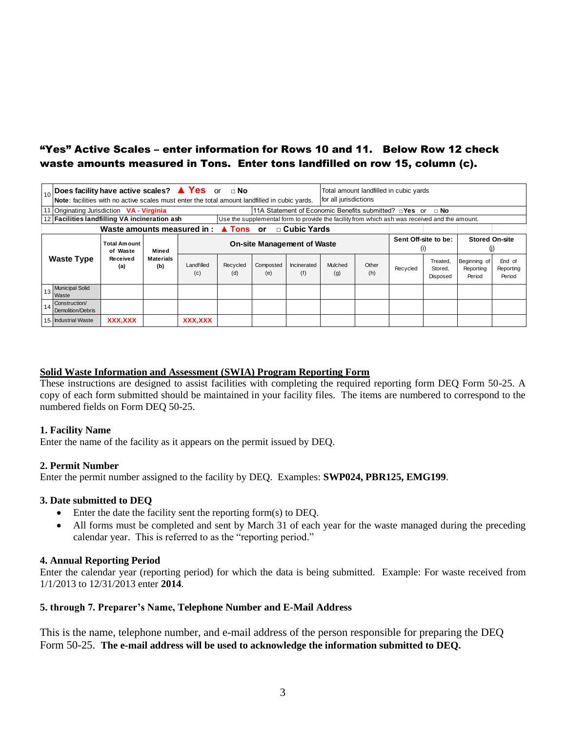**"Yes" Active Scales – enter information for Rows 10 and 11. Below Row 12 check waste amounts measured in Tons. Enter tons landfilled on row 15, column (c).**

| | | | | | | | | | | | | | |
|---|---|---|---|---|---|---|---|---|---|---|---|---|---|
| 10 | **Does facility have active scales?** ▲ **Yes** or □ **No** — **Note**: facilities with no active scales must enter the total amount landfilled in cubic yards. | | | | | | | Total amount landfilled in cubic yards for all jurisdictions | | | | | |
| 11 | Originating Jurisdiction **VA - Virginia** | | | | | 11A Statement of Economic Benefits submitted? □**Yes** or □ **No** | | | | | | | |
| 12 | **Facilities landfilling VA incineration ash** | | | | Use the supplemental form to provide the facility from which ash was received and the amount. | | | | | | | | |
| | **Waste amounts measured in : ▲ Tons or □ Cubic Yards** | | | | | | | | | | | | |
| | **Waste Type** | **Total Amount of Waste Received (a)** | **Mined Materials (b)** | **On-site Management of Waste** | | | | | | **Sent Off-site to be: (i)** | | **Stored On-site (j)** | |
| | | | | Landfilled (c) | Recycled (d) | Composted (e) | Incinerated (f) | Mulched (g) | Other (h) | Recycled | Treated, Stored, Disposed | Beginning of Reporting Period | End of Reporting Period |
| 13 | Municipal Solid Waste | | | | | | | | | | | | |
| 14 | Construction/ Demolition/Debris | | | | | | | | | | | | |
| 15 | Industrial Waste | XXX,XXX | | XXX,XXX | | | | | | | | | |

**Solid Waste Information and Assessment (SWIA) Program Reporting Form**

These instructions are designed to assist facilities with completing the required reporting form DEQ Form 50-25. A copy of each form submitted should be maintained in your facility files. The items are numbered to correspond to the numbered fields on Form DEQ 50-25.

**1. Facility Name**

Enter the name of the facility as it appears on the permit issued by DEQ.

**2. Permit Number**

Enter the permit number assigned to the facility by DEQ. Examples: **SWP024, PBR125, EMG199**.

**3. Date submitted to DEQ**

- Enter the date the facility sent the reporting form(s) to DEQ.
- All forms must be completed and sent by March 31 of each year for the waste managed during the preceding calendar year. This is referred to as the "reporting period."

**4. Annual Reporting Period**

Enter the calendar year (reporting period) for which the data is being submitted. Example: For waste received from 1/1/2013 to 12/31/2013 enter **2014**.

**5. through 7. Preparer's Name, Telephone Number and E-Mail Address**

This is the name, telephone number, and e-mail address of the person responsible for preparing the DEQ Form 50-25. **The e-mail address will be used to acknowledge the information submitted to DEQ.**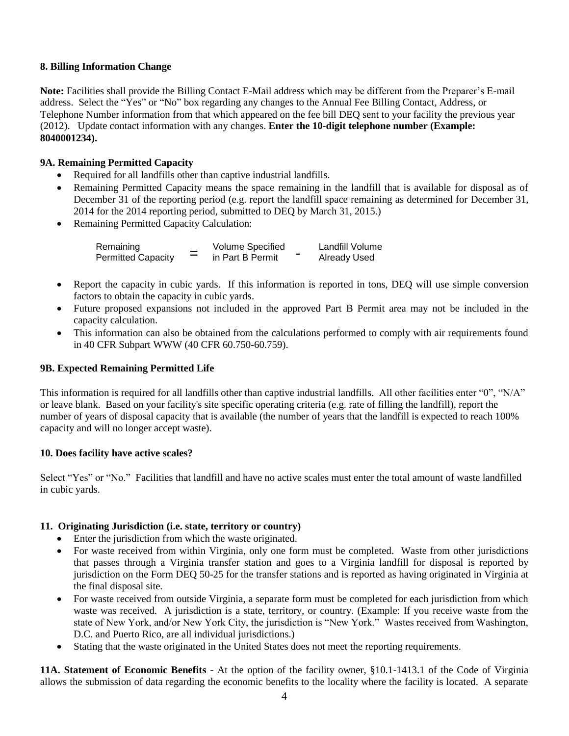**8. Billing Information Change**

**Note:** Facilities shall provide the Billing Contact E-Mail address which may be different from the Preparer's E-mail address. Select the "Yes" or "No" box regarding any changes to the Annual Fee Billing Contact, Address, or Telephone Number information from that which appeared on the fee bill DEQ sent to your facility the previous year (2012). Update contact information with any changes. **Enter the 10-digit telephone number (Example: 8040001234).**

**9A. Remaining Permitted Capacity**

- Required for all landfills other than captive industrial landfills.
- Remaining Permitted Capacity means the space remaining in the landfill that is available for disposal as of December 31 of the reporting period (e.g. report the landfill space remaining as determined for December 31, 2014 for the 2014 reporting period, submitted to DEQ by March 31, 2015.)
- Remaining Permitted Capacity Calculation:

$$\text{Remaining Permitted Capacity} = \text{Volume Specified in Part B Permit} - \text{Landfill Volume Already Used}$$

- Report the capacity in cubic yards. If this information is reported in tons, DEQ will use simple conversion factors to obtain the capacity in cubic yards.
- Future proposed expansions not included in the approved Part B Permit area may not be included in the capacity calculation.
- This information can also be obtained from the calculations performed to comply with air requirements found in 40 CFR Subpart WWW (40 CFR 60.750-60.759).

**9B. Expected Remaining Permitted Life**

This information is required for all landfills other than captive industrial landfills. All other facilities enter "0", "N/A" or leave blank. Based on your facility's site specific operating criteria (e.g. rate of filling the landfill), report the number of years of disposal capacity that is available (the number of years that the landfill is expected to reach 100% capacity and will no longer accept waste).

**10. Does facility have active scales?**

Select "Yes" or "No." Facilities that landfill and have no active scales must enter the total amount of waste landfilled in cubic yards.

**11. Originating Jurisdiction (i.e. state, territory or country)**

- Enter the jurisdiction from which the waste originated.
- For waste received from within Virginia, only one form must be completed. Waste from other jurisdictions that passes through a Virginia transfer station and goes to a Virginia landfill for disposal is reported by jurisdiction on the Form DEQ 50-25 for the transfer stations and is reported as having originated in Virginia at the final disposal site.
- For waste received from outside Virginia, a separate form must be completed for each jurisdiction from which waste was received. A jurisdiction is a state, territory, or country. (Example: If you receive waste from the state of New York, and/or New York City, the jurisdiction is "New York." Wastes received from Washington, D.C. and Puerto Rico, are all individual jurisdictions.)
- Stating that the waste originated in the United States does not meet the reporting requirements.

**11A. Statement of Economic Benefits -** At the option of the facility owner, §10.1-1413.1 of the Code of Virginia allows the submission of data regarding the economic benefits to the locality where the facility is located. A separate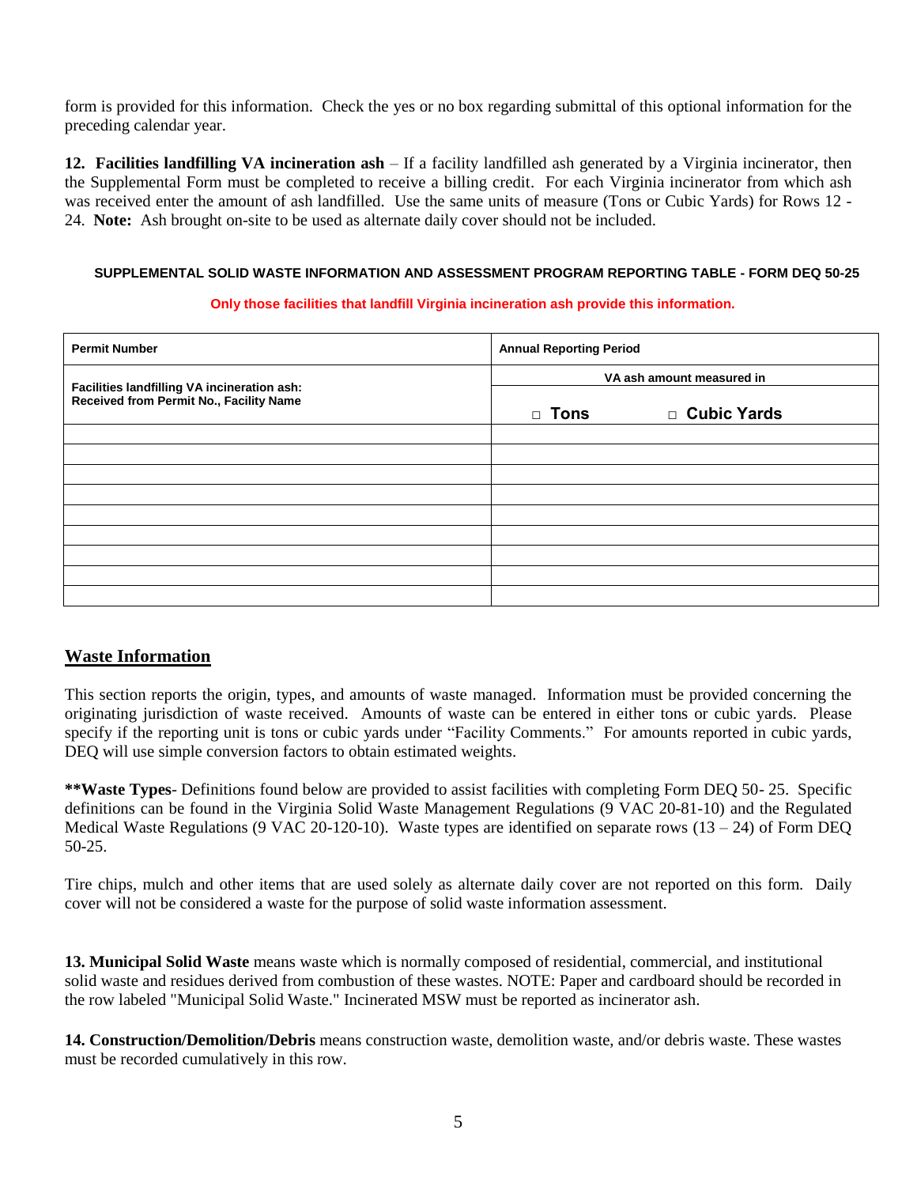form is provided for this information. Check the yes or no box regarding submittal of this optional information for the preceding calendar year.

**12. Facilities landfilling VA incineration ash** – If a facility landfilled ash generated by a Virginia incinerator, then the Supplemental Form must be completed to receive a billing credit. For each Virginia incinerator from which ash was received enter the amount of ash landfilled. Use the same units of measure (Tons or Cubic Yards) for Rows 12 - 24. **Note:** Ash brought on-site to be used as alternate daily cover should not be included.

**SUPPLEMENTAL SOLID WASTE INFORMATION AND ASSESSMENT PROGRAM REPORTING TABLE - FORM DEQ 50-25**

**Only those facilities that landfill Virginia incineration ash provide this information.**

| Permit Number | Annual Reporting Period |
|---|---|
| **Facilities landfilling VA incineration ash: Received from Permit No., Facility Name** | **VA ash amount measured in** ◻ **Tons** ◻ **Cubic Yards** |
| | |
| | |
| | |
| | |
| | |
| | |
| | |
| | |
| | |

## Waste Information

This section reports the origin, types, and amounts of waste managed. Information must be provided concerning the originating jurisdiction of waste received. Amounts of waste can be entered in either tons or cubic yards. Please specify if the reporting unit is tons or cubic yards under "Facility Comments." For amounts reported in cubic yards, DEQ will use simple conversion factors to obtain estimated weights.

****Waste Types**- Definitions found below are provided to assist facilities with completing Form DEQ 50- 25. Specific definitions can be found in the Virginia Solid Waste Management Regulations (9 VAC 20-81-10) and the Regulated Medical Waste Regulations (9 VAC 20-120-10). Waste types are identified on separate rows (13 – 24) of Form DEQ 50-25.

Tire chips, mulch and other items that are used solely as alternate daily cover are not reported on this form. Daily cover will not be considered a waste for the purpose of solid waste information assessment.

**13. Municipal Solid Waste** means waste which is normally composed of residential, commercial, and institutional solid waste and residues derived from combustion of these wastes. NOTE: Paper and cardboard should be recorded in the row labeled "Municipal Solid Waste." Incinerated MSW must be reported as incinerator ash.

**14. Construction/Demolition/Debris** means construction waste, demolition waste, and/or debris waste. These wastes must be recorded cumulatively in this row.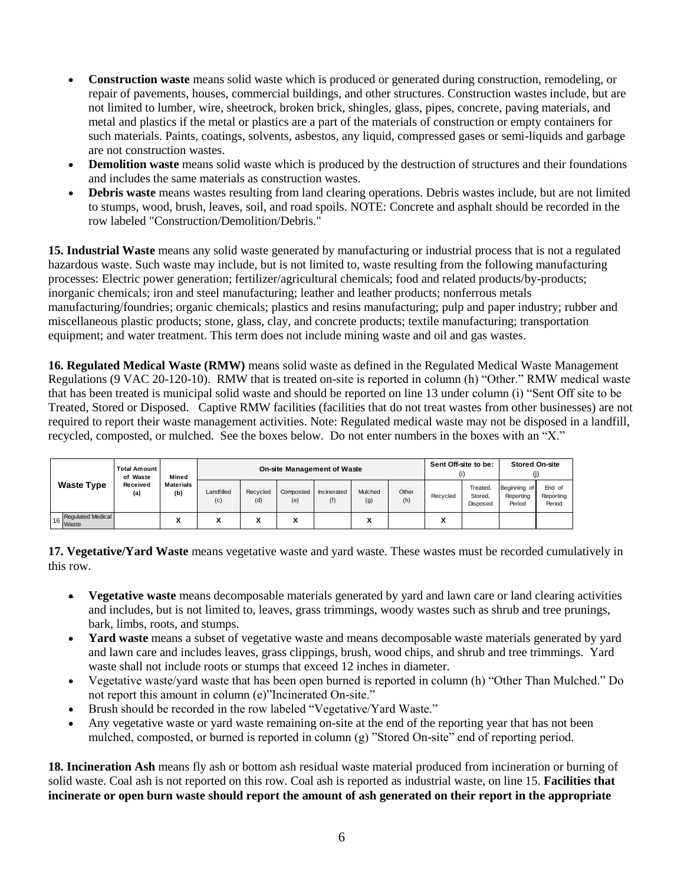- **Construction waste** means solid waste which is produced or generated during construction, remodeling, or repair of pavements, houses, commercial buildings, and other structures. Construction wastes include, but are not limited to lumber, wire, sheetrock, broken brick, shingles, glass, pipes, concrete, paving materials, and metal and plastics if the metal or plastics are a part of the materials of construction or empty containers for such materials. Paints, coatings, solvents, asbestos, any liquid, compressed gases or semi-liquids and garbage are not construction wastes.
- **Demolition waste** means solid waste which is produced by the destruction of structures and their foundations and includes the same materials as construction wastes.
- **Debris waste** means wastes resulting from land clearing operations. Debris wastes include, but are not limited to stumps, wood, brush, leaves, soil, and road spoils. NOTE: Concrete and asphalt should be recorded in the row labeled "Construction/Demolition/Debris."

**15. Industrial Waste** means any solid waste generated by manufacturing or industrial process that is not a regulated hazardous waste. Such waste may include, but is not limited to, waste resulting from the following manufacturing processes: Electric power generation; fertilizer/agricultural chemicals; food and related products/by-products; inorganic chemicals; iron and steel manufacturing; leather and leather products; nonferrous metals manufacturing/foundries; organic chemicals; plastics and resins manufacturing; pulp and paper industry; rubber and miscellaneous plastic products; stone, glass, clay, and concrete products; textile manufacturing; transportation equipment; and water treatment. This term does not include mining waste and oil and gas wastes.

**16. Regulated Medical Waste (RMW)** means solid waste as defined in the Regulated Medical Waste Management Regulations (9 VAC 20-120-10). RMW that is treated on-site is reported in column (h) "Other." RMW medical waste that has been treated is municipal solid waste and should be reported on line 13 under column (i) "Sent Off site to be Treated, Stored or Disposed. Captive RMW facilities (facilities that do not treat wastes from other businesses) are not required to report their waste management activities. Note: Regulated medical waste may not be disposed in a landfill, recycled, composted, or mulched. See the boxes below. Do not enter numbers in the boxes with an "X."

| Waste Type | Total Amount of Waste Received (a) | Mined Materials (b) | On-site Management of Waste | | | | | | Sent Off-site to be: (i) | | Stored On-site (j) | |
|---|---|---|---|---|---|---|---|---|---|---|---|---|
| | | | Landfilled (c) | Recycled (d) | Composted (e) | Incinerated (f) | Mulched (g) | Other (h) | Recycled | Treated, Stored, Disposed | Beginning of Reporting Period | End of Reporting Period |
| 16 Regulated Medical Waste | | X | X | X | X | | X | | X | | | |

**17. Vegetative/Yard Waste** means vegetative waste and yard waste. These wastes must be recorded cumulatively in this row.

- **Vegetative waste** means decomposable materials generated by yard and lawn care or land clearing activities and includes, but is not limited to, leaves, grass trimmings, woody wastes such as shrub and tree prunings, bark, limbs, roots, and stumps.
- **Yard waste** means a subset of vegetative waste and means decomposable waste materials generated by yard and lawn care and includes leaves, grass clippings, brush, wood chips, and shrub and tree trimmings. Yard waste shall not include roots or stumps that exceed 12 inches in diameter.
- Vegetative waste/yard waste that has been open burned is reported in column (h) "Other Than Mulched." Do not report this amount in column (e)"Incinerated On-site."
- Brush should be recorded in the row labeled "Vegetative/Yard Waste."
- Any vegetative waste or yard waste remaining on-site at the end of the reporting year that has not been mulched, composted, or burned is reported in column (g) "Stored On-site" end of reporting period.

**18. Incineration Ash** means fly ash or bottom ash residual waste material produced from incineration or burning of solid waste. Coal ash is not reported on this row. Coal ash is reported as industrial waste, on line 15. **Facilities that incinerate or open burn waste should report the amount of ash generated on their report in the appropriate**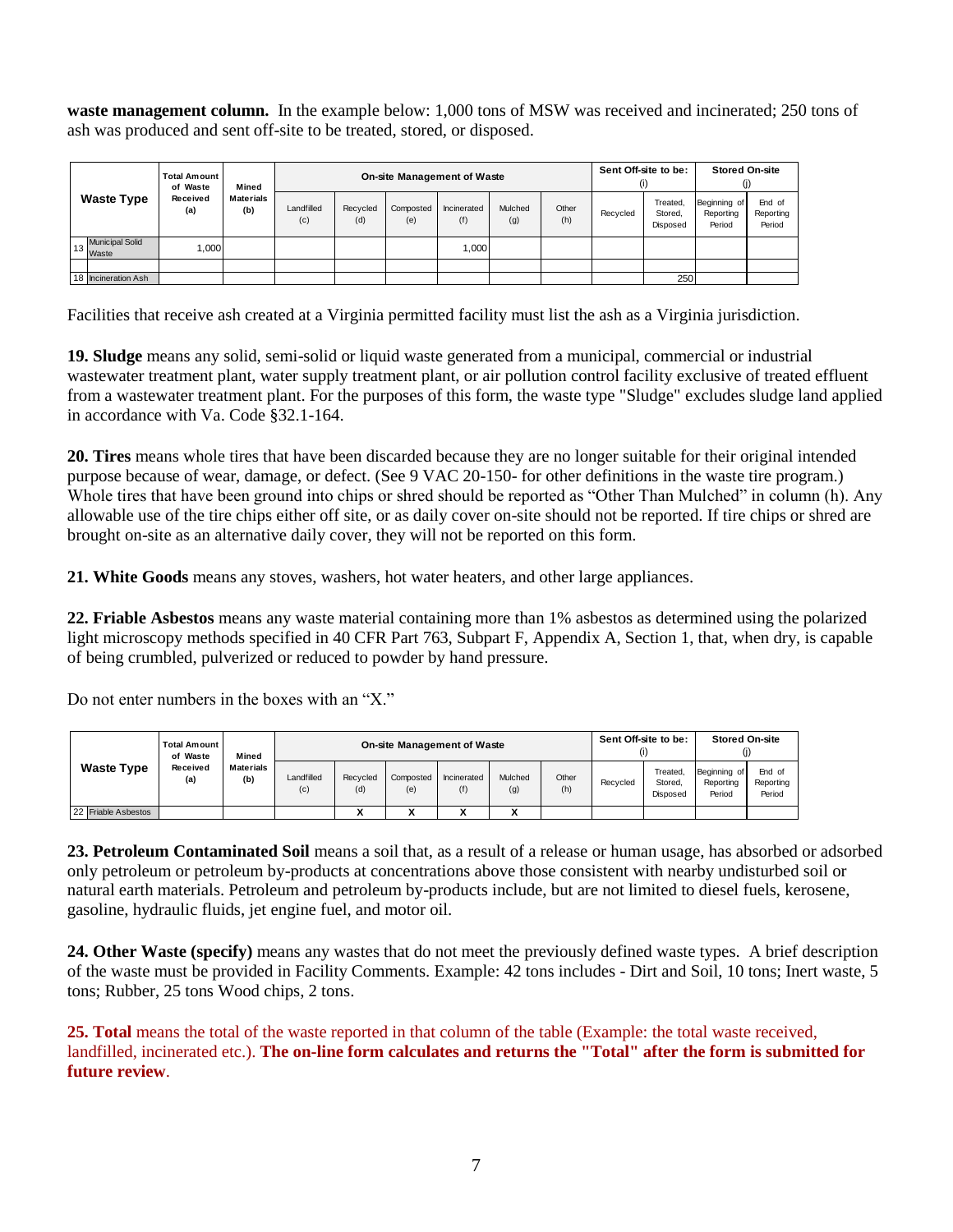**waste management column.** In the example below: 1,000 tons of MSW was received and incinerated; 250 tons of ash was produced and sent off-site to be treated, stored, or disposed.

| Waste Type | Total Amount of Waste Received (a) | Mined Materials (b) | On-site Management of Waste | | | | | | Sent Off-site to be: (i) | | Stored On-site (j) | |
|---|---|---|---|---|---|---|---|---|---|---|---|---|
| | | | Landfilled (c) | Recycled (d) | Composted (e) | Incinerated (f) | Mulched (g) | Other (h) | Recycled | Treated, Stored, Disposed | Beginning of Reporting Period | End of Reporting Period |
| 13 Municipal Solid Waste | 1,000 | | | | | 1,000 | | | | | | |
| | | | | | | | | | | | | |
| 18 Incineration Ash | | | | | | | | | | 250 | | |

Facilities that receive ash created at a Virginia permitted facility must list the ash as a Virginia jurisdiction.

**19. Sludge** means any solid, semi-solid or liquid waste generated from a municipal, commercial or industrial wastewater treatment plant, water supply treatment plant, or air pollution control facility exclusive of treated effluent from a wastewater treatment plant. For the purposes of this form, the waste type "Sludge" excludes sludge land applied in accordance with Va. Code §32.1-164.

**20. Tires** means whole tires that have been discarded because they are no longer suitable for their original intended purpose because of wear, damage, or defect. (See 9 VAC 20-150- for other definitions in the waste tire program.) Whole tires that have been ground into chips or shred should be reported as "Other Than Mulched" in column (h). Any allowable use of the tire chips either off site, or as daily cover on-site should not be reported. If tire chips or shred are brought on-site as an alternative daily cover, they will not be reported on this form.

**21. White Goods** means any stoves, washers, hot water heaters, and other large appliances.

**22. Friable Asbestos** means any waste material containing more than 1% asbestos as determined using the polarized light microscopy methods specified in 40 CFR Part 763, Subpart F, Appendix A, Section 1, that, when dry, is capable of being crumbled, pulverized or reduced to powder by hand pressure.

Do not enter numbers in the boxes with an "X."

| Waste Type | Total Amount of Waste Received (a) | Mined Materials (b) | On-site Management of Waste | | | | | | Sent Off-site to be: (i) | | Stored On-site (j) | |
|---|---|---|---|---|---|---|---|---|---|---|---|---|
| | | | Landfilled (c) | Recycled (d) | Composted (e) | Incinerated (f) | Mulched (g) | Other (h) | Recycled | Treated, Stored, Disposed | Beginning of Reporting Period | End of Reporting Period |
| 22 Friable Asbestos | | | | X | X | X | X | | | | | |

**23. Petroleum Contaminated Soil** means a soil that, as a result of a release or human usage, has absorbed or adsorbed only petroleum or petroleum by-products at concentrations above those consistent with nearby undisturbed soil or natural earth materials. Petroleum and petroleum by-products include, but are not limited to diesel fuels, kerosene, gasoline, hydraulic fluids, jet engine fuel, and motor oil.

**24. Other Waste (specify)** means any wastes that do not meet the previously defined waste types. A brief description of the waste must be provided in Facility Comments. Example: 42 tons includes - Dirt and Soil, 10 tons; Inert waste, 5 tons; Rubber, 25 tons Wood chips, 2 tons.

**25. Total** means the total of the waste reported in that column of the table (Example: the total waste received, landfilled, incinerated etc.). **The on-line form calculates and returns the "Total" after the form is submitted for future review**.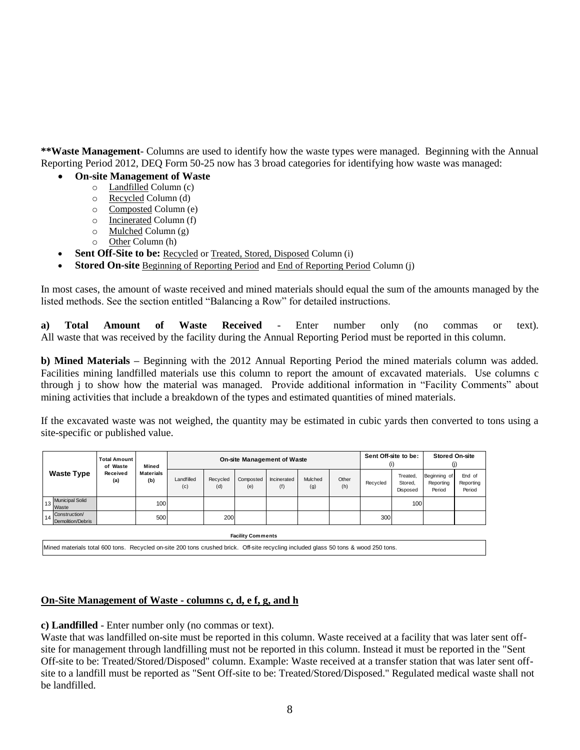**\*\*Waste Management**- Columns are used to identify how the waste types were managed. Beginning with the Annual Reporting Period 2012, DEQ Form 50-25 now has 3 broad categories for identifying how waste was managed:

- **On-site Management of Waste**
  - Landfilled Column (c)
  - Recycled Column (d)
  - Composted Column (e)
  - Incinerated Column (f)
  - Mulched Column (g)
  - Other Column (h)
- **Sent Off-Site to be:** Recycled or Treated, Stored, Disposed Column (i)
- **Stored On-site** Beginning of Reporting Period and End of Reporting Period Column (j)

In most cases, the amount of waste received and mined materials should equal the sum of the amounts managed by the listed methods. See the section entitled "Balancing a Row" for detailed instructions.

**a) Total Amount of Waste Received** - Enter number only (no commas or text). All waste that was received by the facility during the Annual Reporting Period must be reported in this column.

**b) Mined Materials –** Beginning with the 2012 Annual Reporting Period the mined materials column was added. Facilities mining landfilled materials use this column to report the amount of excavated materials. Use columns c through j to show how the material was managed. Provide additional information in "Facility Comments" about mining activities that include a breakdown of the types and estimated quantities of mined materials.

If the excavated waste was not weighed, the quantity may be estimated in cubic yards then converted to tons using a site-specific or published value.

| | Waste Type | Total Amount of Waste Received (a) | Mined Materials (b) | On-site Management of Waste | | | | | | Sent Off-site to be: (i) | | Stored On-site (j) | |
|---|---|---|---|---|---|---|---|---|---|---|---|---|---|
| | | | | Landfilled (c) | Recycled (d) | Composted (e) | Incinerated (f) | Mulched (g) | Other (h) | Recycled | Treated, Stored, Disposed | Beginning of Reporting Period | End of Reporting Period |
| 13 | Municipal Solid Waste | | 100 | | | | | | | | 100 | | |
| 14 | Construction/ Demolition/Debris | | 500 | | 200 | | | | | 300 | | | |

| Facility Comments |
|---|
| Mined materials total 600 tons. Recycled on-site 200 tons crushed brick. Off-site recycling included glass 50 tons & wood 250 tons. |

## On-Site Management of Waste - columns c, d, e f, g, and h

**c) Landfilled** - Enter number only (no commas or text).

Waste that was landfilled on-site must be reported in this column. Waste received at a facility that was later sent off-site for management through landfilling must not be reported in this column. Instead it must be reported in the "Sent Off-site to be: Treated/Stored/Disposed" column. Example: Waste received at a transfer station that was later sent off-site to a landfill must be reported as "Sent Off-site to be: Treated/Stored/Disposed." Regulated medical waste shall not be landfilled.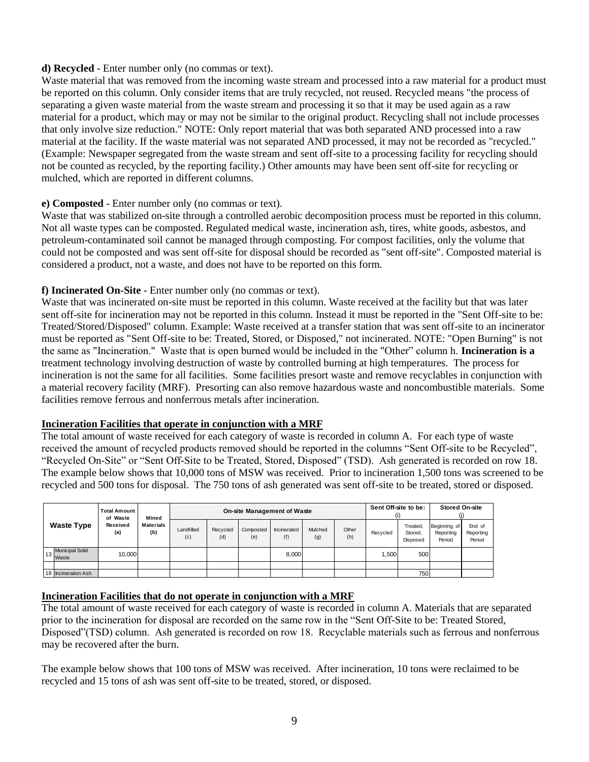**d) Recycled** - Enter number only (no commas or text).

Waste material that was removed from the incoming waste stream and processed into a raw material for a product must be reported on this column. Only consider items that are truly recycled, not reused. Recycled means "the process of separating a given waste material from the waste stream and processing it so that it may be used again as a raw material for a product, which may or may not be similar to the original product. Recycling shall not include processes that only involve size reduction." NOTE: Only report material that was both separated AND processed into a raw material at the facility. If the waste material was not separated AND processed, it may not be recorded as "recycled." (Example: Newspaper segregated from the waste stream and sent off-site to a processing facility for recycling should not be counted as recycled, by the reporting facility.) Other amounts may have been sent off-site for recycling or mulched, which are reported in different columns.

**e) Composted** - Enter number only (no commas or text).

Waste that was stabilized on-site through a controlled aerobic decomposition process must be reported in this column. Not all waste types can be composted. Regulated medical waste, incineration ash, tires, white goods, asbestos, and petroleum-contaminated soil cannot be managed through composting. For compost facilities, only the volume that could not be composted and was sent off-site for disposal should be recorded as "sent off-site". Composted material is considered a product, not a waste, and does not have to be reported on this form.

**f) Incinerated On-Site** - Enter number only (no commas or text).

Waste that was incinerated on-site must be reported in this column. Waste received at the facility but that was later sent off-site for incineration may not be reported in this column. Instead it must be reported in the "Sent Off-site to be: Treated/Stored/Disposed" column. Example: Waste received at a transfer station that was sent off-site to an incinerator must be reported as "Sent Off-site to be: Treated, Stored, or Disposed," not incinerated. NOTE: "Open Burning" is not the same as "Incineration." Waste that is open burned would be included in the "Other" column h. **Incineration is a** treatment technology involving destruction of waste by controlled burning at high temperatures. The process for incineration is not the same for all facilities. Some facilities presort waste and remove recyclables in conjunction with a material recovery facility (MRF). Presorting can also remove hazardous waste and noncombustible materials. Some facilities remove ferrous and nonferrous metals after incineration.

**Incineration Facilities that operate in conjunction with a MRF**

The total amount of waste received for each category of waste is recorded in column A. For each type of waste received the amount of recycled products removed should be reported in the columns "Sent Off-site to be Recycled", "Recycled On-Site" or "Sent Off-Site to be Treated, Stored, Disposed" (TSD). Ash generated is recorded on row 18. The example below shows that 10,000 tons of MSW was received. Prior to incineration 1,500 tons was screened to be recycled and 500 tons for disposal. The 750 tons of ash generated was sent off-site to be treated, stored or disposed.

| | Waste Type | Total Amount of Waste Received (a) | Mined Materials (b) | On-site Management of Waste | | | | | | Sent Off-site to be: (i) | | Stored On-site (j) | |
|---|---|---|---|---|---|---|---|---|---|---|---|---|---|
| | | | | Landfilled (c) | Recycled (d) | Composted (e) | Incinerated (f) | Mulched (g) | Other (h) | Recycled | Treated, Stored, Disposed | Beginning of Reporting Period | End of Reporting Period |
| 13 | Municipal Solid Waste | 10,000 | | | | | 8,000 | | | 1,500 | 500 | | |
| | | | | | | | | | | | | | |
| 18 | Incineration Ash | | | | | | | | | | 750 | | |

**Incineration Facilities that do not operate in conjunction with a MRF**

The total amount of waste received for each category of waste is recorded in column A. Materials that are separated prior to the incineration for disposal are recorded on the same row in the "Sent Off-Site to be: Treated Stored, Disposed"(TSD) column. Ash generated is recorded on row 18. Recyclable materials such as ferrous and nonferrous may be recovered after the burn.

The example below shows that 100 tons of MSW was received. After incineration, 10 tons were reclaimed to be recycled and 15 tons of ash was sent off-site to be treated, stored, or disposed.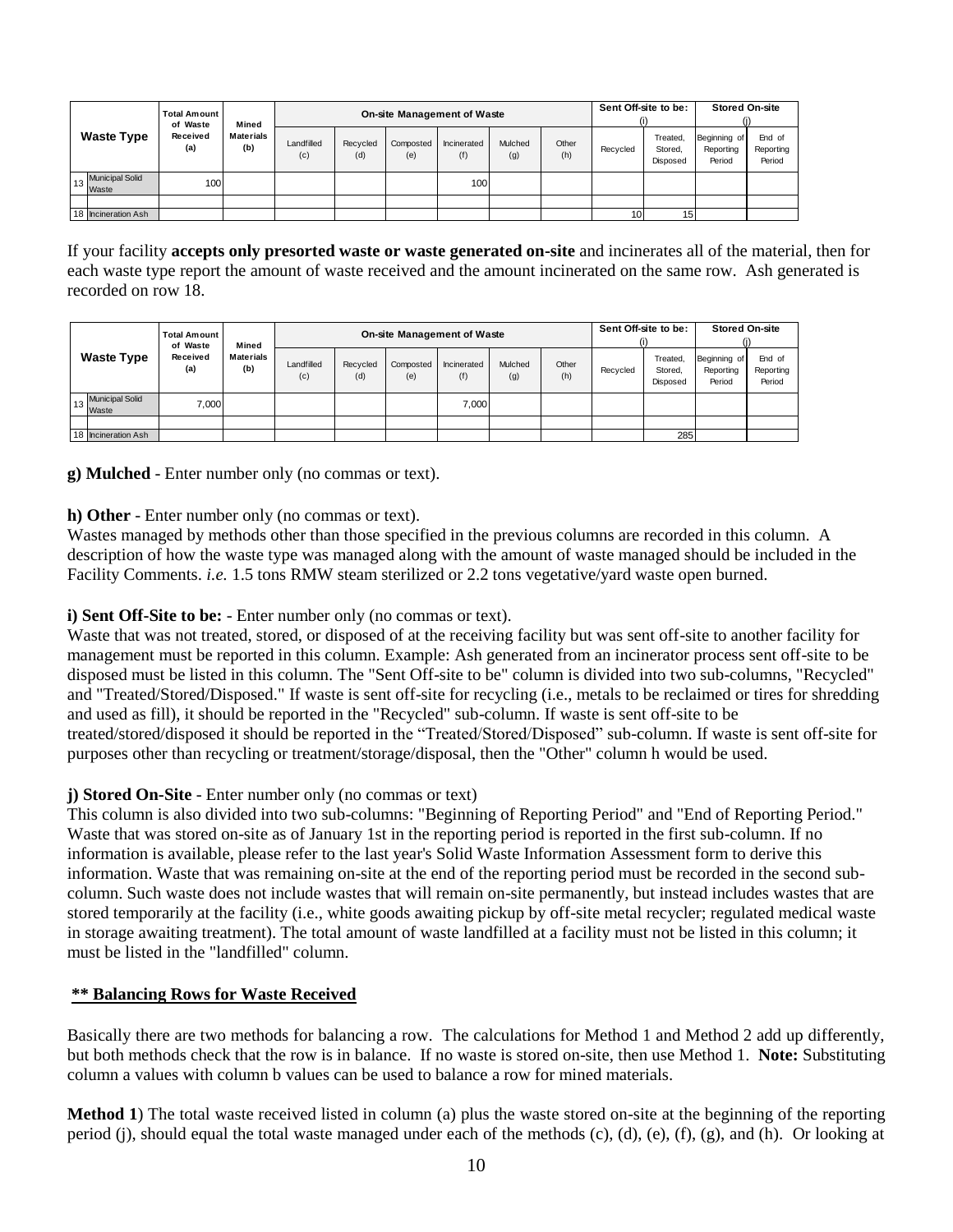| | Waste Type | Total Amount of Waste Received (a) | Mined Materials (b) | On-site Management of Waste | | | | | | Sent Off-site to be: (i) | | Stored On-site (j) | |
|---|---|---|---|---|---|---|---|---|---|---|---|---|---|
| | | | | Landfilled (c) | Recycled (d) | Composted (e) | Incinerated (f) | Mulched (g) | Other (h) | Recycled | Treated, Stored, Disposed | Beginning of Reporting Period | End of Reporting Period |
| 13 | Municipal Solid Waste | 100 | | | | | 100 | | | | | | |
| | | | | | | | | | | | | | |
| 18 | Incineration Ash | | | | | | | | | 10 | 15 | | |

If your facility **accepts only presorted waste or waste generated on-site** and incinerates all of the material, then for each waste type report the amount of waste received and the amount incinerated on the same row. Ash generated is recorded on row 18.

| | Waste Type | Total Amount of Waste Received (a) | Mined Materials (b) | On-site Management of Waste | | | | | | Sent Off-site to be: (i) | | Stored On-site (j) | |
|---|---|---|---|---|---|---|---|---|---|---|---|---|---|
| | | | | Landfilled (c) | Recycled (d) | Composted (e) | Incinerated (f) | Mulched (g) | Other (h) | Recycled | Treated, Stored, Disposed | Beginning of Reporting Period | End of Reporting Period |
| 13 | Municipal Solid Waste | 7,000 | | | | | 7,000 | | | | | | |
| | | | | | | | | | | | | | |
| 18 | Incineration Ash | | | | | | | | | | 285 | | |

**g) Mulched** - Enter number only (no commas or text).

**h) Other** - Enter number only (no commas or text).

Wastes managed by methods other than those specified in the previous columns are recorded in this column. A description of how the waste type was managed along with the amount of waste managed should be included in the Facility Comments. *i.e.* 1.5 tons RMW steam sterilized or 2.2 tons vegetative/yard waste open burned.

**i) Sent Off-Site to be:** - Enter number only (no commas or text).

Waste that was not treated, stored, or disposed of at the receiving facility but was sent off-site to another facility for management must be reported in this column. Example: Ash generated from an incinerator process sent off-site to be disposed must be listed in this column. The "Sent Off-site to be" column is divided into two sub-columns, "Recycled" and "Treated/Stored/Disposed." If waste is sent off-site for recycling (i.e., metals to be reclaimed or tires for shredding and used as fill), it should be reported in the "Recycled" sub-column. If waste is sent off-site to be treated/stored/disposed it should be reported in the "Treated/Stored/Disposed" sub-column. If waste is sent off-site for purposes other than recycling or treatment/storage/disposal, then the "Other" column h would be used.

**j) Stored On-Site** - Enter number only (no commas or text)

This column is also divided into two sub-columns: "Beginning of Reporting Period" and "End of Reporting Period." Waste that was stored on-site as of January 1st in the reporting period is reported in the first sub-column. If no information is available, please refer to the last year's Solid Waste Information Assessment form to derive this information. Waste that was remaining on-site at the end of the reporting period must be recorded in the second sub-column. Such waste does not include wastes that will remain on-site permanently, but instead includes wastes that are stored temporarily at the facility (i.e., white goods awaiting pickup by off-site metal recycler; regulated medical waste in storage awaiting treatment). The total amount of waste landfilled at a facility must not be listed in this column; it must be listed in the "landfilled" column.

**\** Balancing Rows for Waste Received**

Basically there are two methods for balancing a row. The calculations for Method 1 and Method 2 add up differently, but both methods check that the row is in balance. If no waste is stored on-site, then use Method 1. **Note:** Substituting column a values with column b values can be used to balance a row for mined materials.

**Method 1**) The total waste received listed in column (a) plus the waste stored on-site at the beginning of the reporting period (j), should equal the total waste managed under each of the methods (c), (d), (e), (f), (g), and (h). Or looking at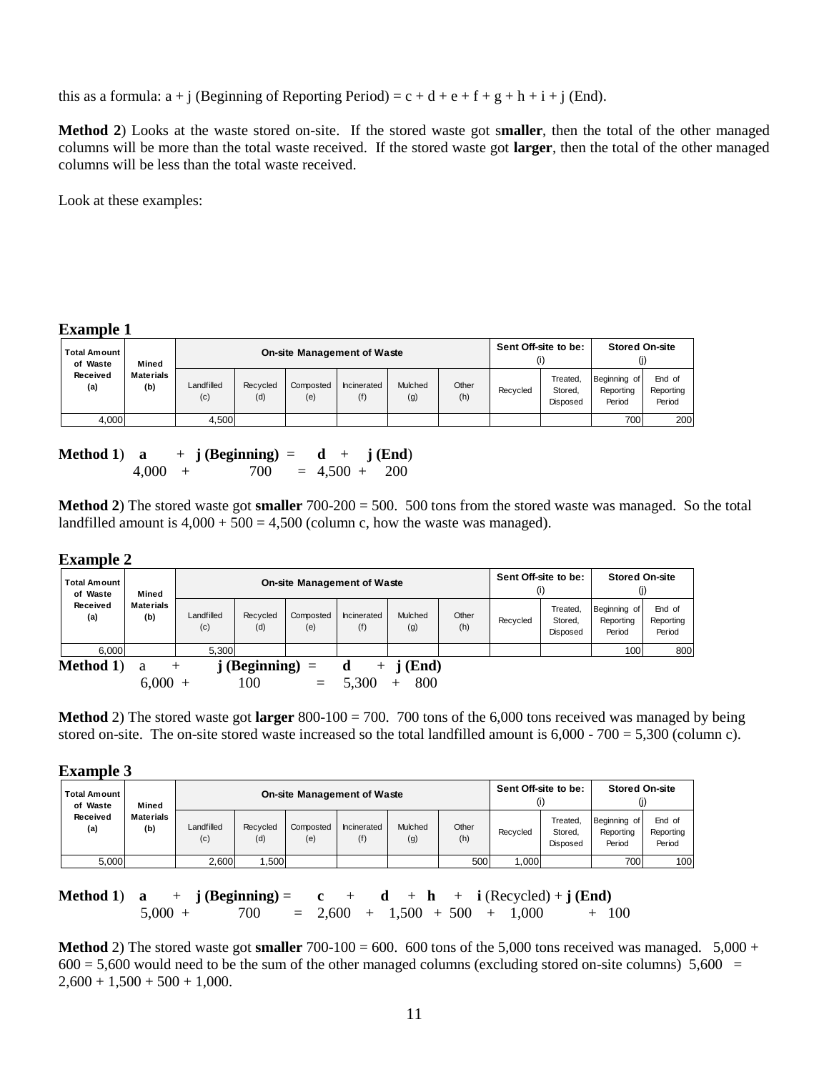this as a formula: a + j (Beginning of Reporting Period) = c + d + e + f + g + h + i + j (End).

**Method 2**) Looks at the waste stored on-site. If the stored waste got s**maller**, then the total of the other managed columns will be more than the total waste received. If the stored waste got **larger**, then the total of the other managed columns will be less than the total waste received.

Look at these examples:

**Example 1**

| Total Amount of Waste Received (a) | Mined Materials (b) | On-site Management of Waste | | | | | | Sent Off-site to be: (i) | | Stored On-site (j) | |
|---|---|---|---|---|---|---|---|---|---|---|---|
| | | Landfilled (c) | Recycled (d) | Composted (e) | Incinerated (f) | Mulched (g) | Other (h) | Recycled | Treated, Stored, Disposed | Beginning of Reporting Period | End of Reporting Period |
| 4,000 | | 4,500 | | | | | | | | 700 | 200 |

**Method 1**) **a** + **j (Beginning)** = **d** + **j (End**)
4,000 + 700 = 4,500 + 200

**Method 2**) The stored waste got **smaller** 700-200 = 500. 500 tons from the stored waste was managed. So the total landfilled amount is 4,000 + 500 = 4,500 (column c, how the waste was managed).

**Example 2**

| Total Amount of Waste Received (a) | Mined Materials (b) | On-site Management of Waste | | | | | | Sent Off-site to be: (i) | | Stored On-site (j) | |
|---|---|---|---|---|---|---|---|---|---|---|---|
| | | Landfilled (c) | Recycled (d) | Composted (e) | Incinerated (f) | Mulched (g) | Other (h) | Recycled | Treated, Stored, Disposed | Beginning of Reporting Period | End of Reporting Period |
| 6,000 | | 5,300 | | | | | | | | 100 | 800 |

**Method 1**) a + **j (Beginning)** = **d** + **j (End)**
6,000 + 100 = 5,300 + 800

**Method** 2) The stored waste got **larger** 800-100 = 700. 700 tons of the 6,000 tons received was managed by being stored on-site. The on-site stored waste increased so the total landfilled amount is 6,000 - 700 = 5,300 (column c).

**Example 3**

| Total Amount of Waste Received (a) | Mined Materials (b) | On-site Management of Waste | | | | | | Sent Off-site to be: (i) | | Stored On-site (j) | |
|---|---|---|---|---|---|---|---|---|---|---|---|
| | | Landfilled (c) | Recycled (d) | Composted (e) | Incinerated (f) | Mulched (g) | Other (h) | Recycled | Treated, Stored, Disposed | Beginning of Reporting Period | End of Reporting Period |
| 5,000 | | 2,600 | 1,500 | | | | 500 | 1,000 | | 700 | 100 |

**Method 1**) **a** + **j (Beginning)** = **c** + **d** + **h** + **i** (Recycled) + **j (End)**
5,000 + 700 = 2,600 + 1,500 + 500 + 1,000 + 100

**Method** 2) The stored waste got **smaller** 700-100 = 600. 600 tons of the 5,000 tons received was managed. 5,000 + 600 = 5,600 would need to be the sum of the other managed columns (excluding stored on-site columns) 5,600 = 2,600 + 1,500 + 500 + 1,000.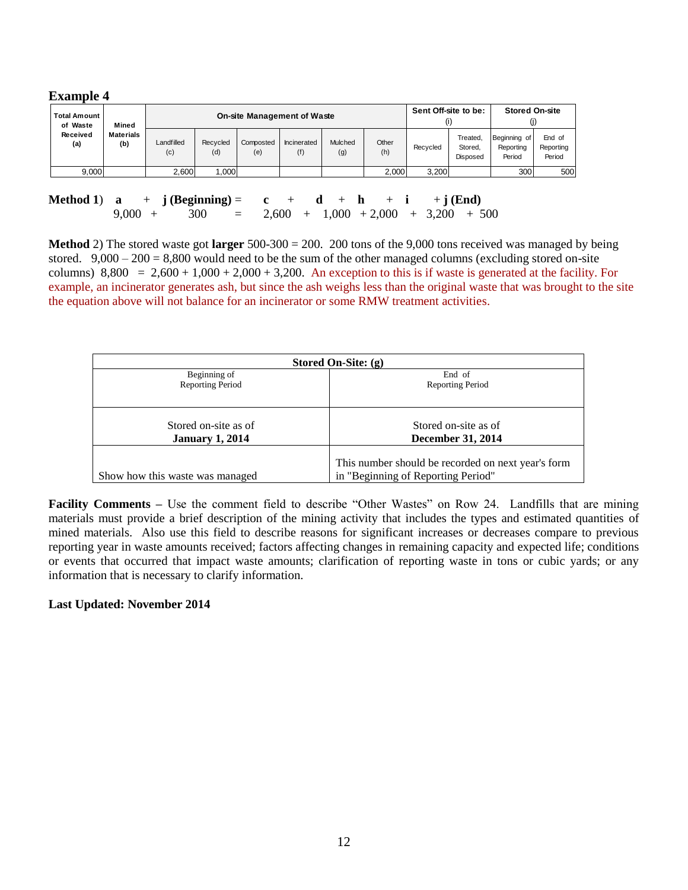**Example 4**

| Total Amount of Waste Received (a) | Mined Materials (b) | On-site Management of Waste | | | | | | Sent Off-site to be: (i) | | Stored On-site (j) | |
|---|---|---|---|---|---|---|---|---|---|---|---|
| | | Landfilled (c) | Recycled (d) | Composted (e) | Incinerated (f) | Mulched (g) | Other (h) | Recycled | Treated, Stored, Disposed | Beginning of Reporting Period | End of Reporting Period |
| 9,000 | | 2,600 | 1,000 | | | | 2,000 | 3,200 | | 300 | 500 |

**Method 1**) **a** + **j (Beginning)** = **c** + **d** + **h** + **i** + **j (End)**

9,000 + 300 = 2,600 + 1,000 + 2,000 + 3,200 + 500

**Method** 2) The stored waste got **larger** 500-300 = 200. 200 tons of the 9,000 tons received was managed by being stored. 9,000 – 200 = 8,800 would need to be the sum of the other managed columns (excluding stored on-site columns) 8,800 = 2,600 + 1,000 + 2,000 + 3,200. An exception to this is if waste is generated at the facility. For example, an incinerator generates ash, but since the ash weighs less than the original waste that was brought to the site the equation above will not balance for an incinerator or some RMW treatment activities.

| **Stored On-Site: (g)** | |
|---|---|
| Beginning of Reporting Period | End of Reporting Period |
| Stored on-site as of **January 1, 2014** | Stored on-site as of **December 31, 2014** |
| Show how this waste was managed | This number should be recorded on next year's form in "Beginning of Reporting Period" |

**Facility Comments –** Use the comment field to describe "Other Wastes" on Row 24. Landfills that are mining materials must provide a brief description of the mining activity that includes the types and estimated quantities of mined materials. Also use this field to describe reasons for significant increases or decreases compare to previous reporting year in waste amounts received; factors affecting changes in remaining capacity and expected life; conditions or events that occurred that impact waste amounts; clarification of reporting waste in tons or cubic yards; or any information that is necessary to clarify information.

**Last Updated: November 2014**